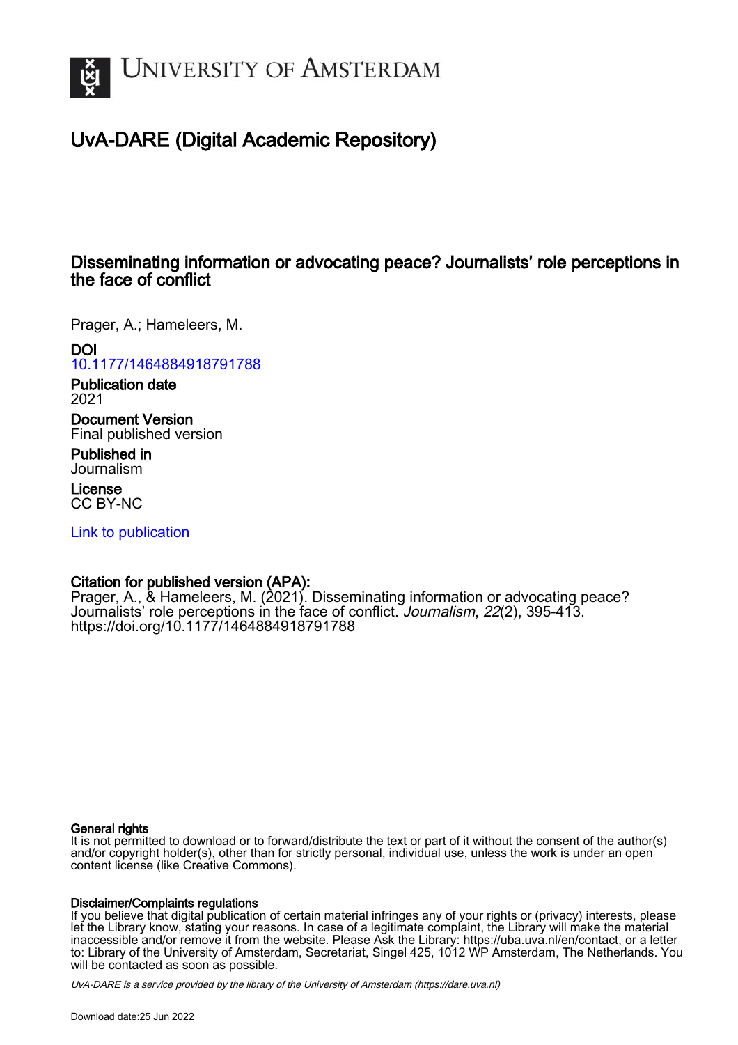# UNIVERSITY OF AMSTERDAM

## UvA-DARE (Digital Academic Repository)

### Disseminating information or advocating peace? Journalists' role perceptions in the face of conflict

Prager, A.; Hameleers, M.

**DOI**
10.1177/1464884918791788

**Publication date**
2021

**Document Version**
Final published version

**Published in**
Journalism

**License**
CC BY-NC

Link to publication

**Citation for published version (APA):**
Prager, A., & Hameleers, M. (2021). Disseminating information or advocating peace? Journalists' role perceptions in the face of conflict. *Journalism*, *22*(2), 395-413. https://doi.org/10.1177/1464884918791788

**General rights**
It is not permitted to download or to forward/distribute the text or part of it without the consent of the author(s) and/or copyright holder(s), other than for strictly personal, individual use, unless the work is under an open content license (like Creative Commons).

**Disclaimer/Complaints regulations**
If you believe that digital publication of certain material infringes any of your rights or (privacy) interests, please let the Library know, stating your reasons. In case of a legitimate complaint, the Library will make the material inaccessible and/or remove it from the website. Please Ask the Library: https://uba.uva.nl/en/contact, or a letter to: Library of the University of Amsterdam, Secretariat, Singel 425, 1012 WP Amsterdam, The Netherlands. You will be contacted as soon as possible.

*UvA-DARE is a service provided by the library of the University of Amsterdam (https://dare.uva.nl)*

Download date:25 Jun 2022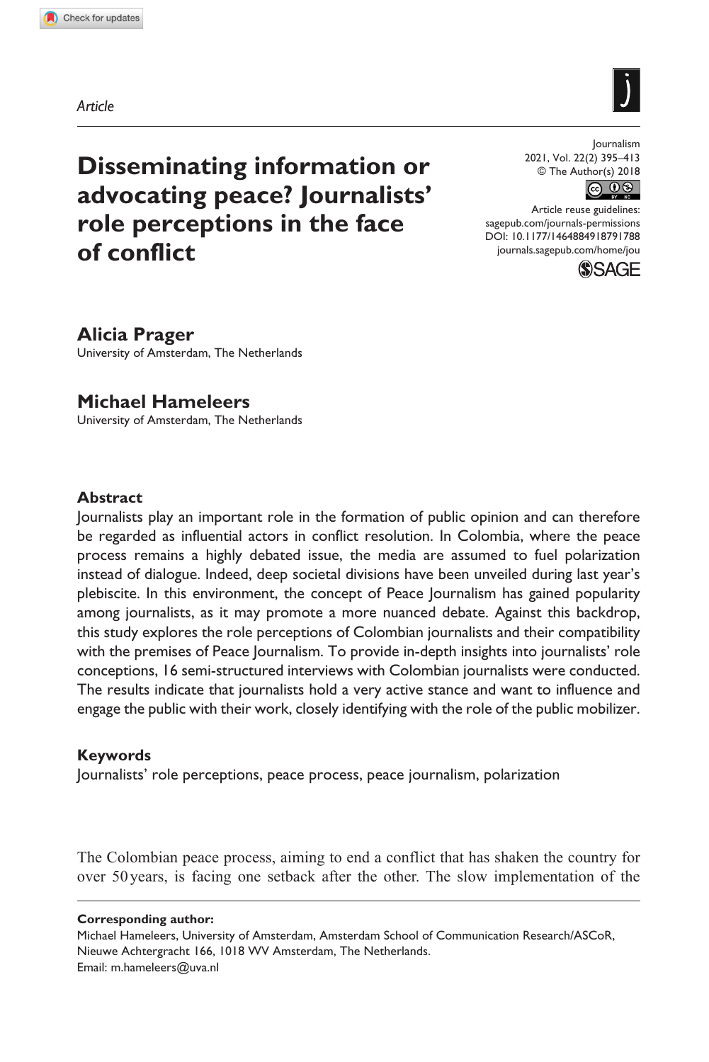*Article*

# Disseminating information or advocating peace? Journalists' role perceptions in the face of conflict

**Alicia Prager**
University of Amsterdam, The Netherlands

**Michael Hameleers**
University of Amsterdam, The Netherlands

### Abstract

Journalists play an important role in the formation of public opinion and can therefore be regarded as influential actors in conflict resolution. In Colombia, where the peace process remains a highly debated issue, the media are assumed to fuel polarization instead of dialogue. Indeed, deep societal divisions have been unveiled during last year's plebiscite. In this environment, the concept of Peace Journalism has gained popularity among journalists, as it may promote a more nuanced debate. Against this backdrop, this study explores the role perceptions of Colombian journalists and their compatibility with the premises of Peace Journalism. To provide in-depth insights into journalists' role conceptions, 16 semi-structured interviews with Colombian journalists were conducted. The results indicate that journalists hold a very active stance and want to influence and engage the public with their work, closely identifying with the role of the public mobilizer.

### Keywords

Journalists' role perceptions, peace process, peace journalism, polarization

The Colombian peace process, aiming to end a conflict that has shaken the country for over 50 years, is facing one setback after the other. The slow implementation of the

**Corresponding author:**
Michael Hameleers, University of Amsterdam, Amsterdam School of Communication Research/ASCoR, Nieuwe Achtergracht 166, 1018 WV Amsterdam, The Netherlands.
Email: m.hameleers@uva.nl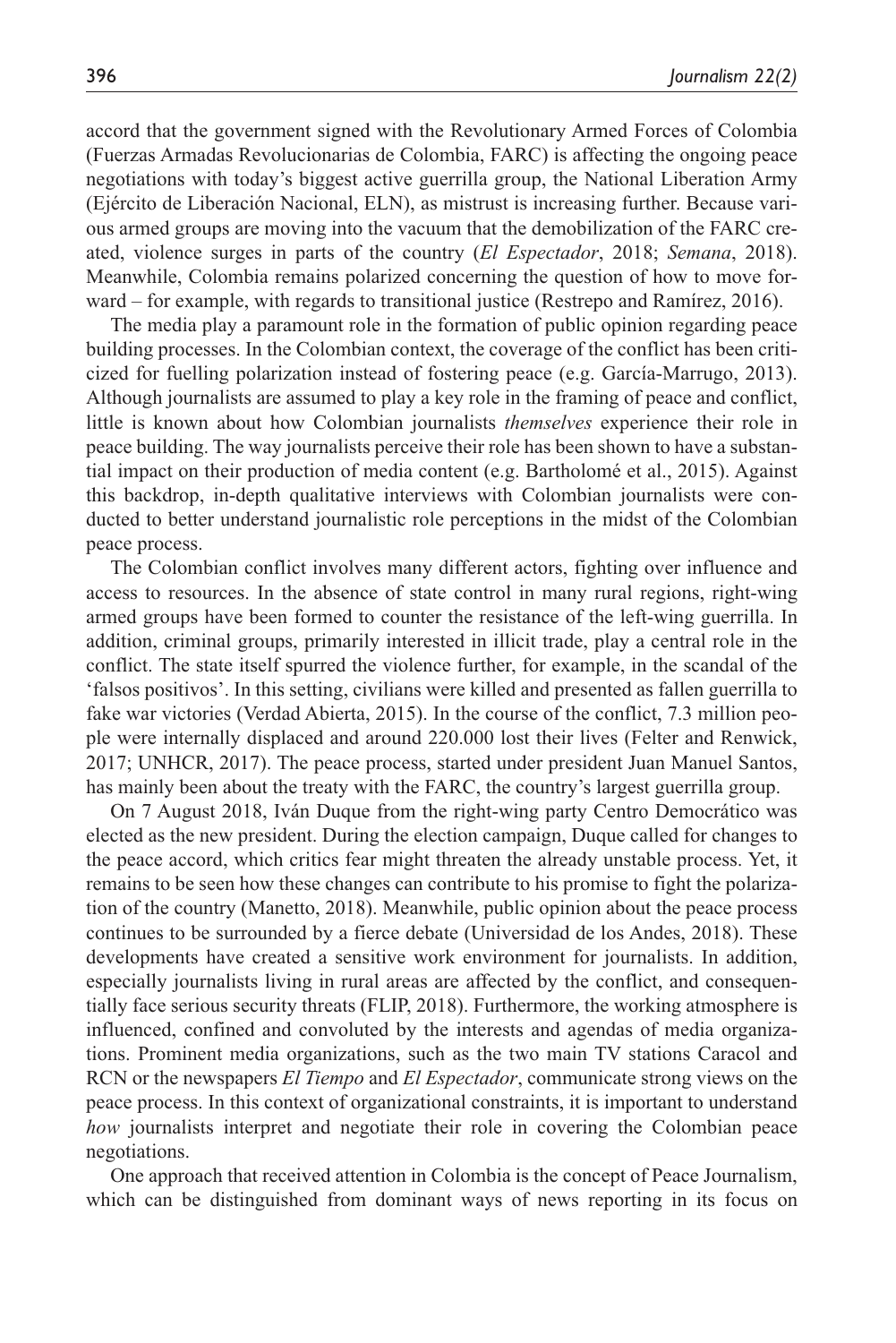accord that the government signed with the Revolutionary Armed Forces of Colombia (Fuerzas Armadas Revolucionarias de Colombia, FARC) is affecting the ongoing peace negotiations with today's biggest active guerrilla group, the National Liberation Army (Ejército de Liberación Nacional, ELN), as mistrust is increasing further. Because various armed groups are moving into the vacuum that the demobilization of the FARC created, violence surges in parts of the country (*El Espectador*, 2018; *Semana*, 2018). Meanwhile, Colombia remains polarized concerning the question of how to move forward – for example, with regards to transitional justice (Restrepo and Ramírez, 2016).

The media play a paramount role in the formation of public opinion regarding peace building processes. In the Colombian context, the coverage of the conflict has been criticized for fuelling polarization instead of fostering peace (e.g. García-Marrugo, 2013). Although journalists are assumed to play a key role in the framing of peace and conflict, little is known about how Colombian journalists *themselves* experience their role in peace building. The way journalists perceive their role has been shown to have a substantial impact on their production of media content (e.g. Bartholomé et al., 2015). Against this backdrop, in-depth qualitative interviews with Colombian journalists were conducted to better understand journalistic role perceptions in the midst of the Colombian peace process.

The Colombian conflict involves many different actors, fighting over influence and access to resources. In the absence of state control in many rural regions, right-wing armed groups have been formed to counter the resistance of the left-wing guerrilla. In addition, criminal groups, primarily interested in illicit trade, play a central role in the conflict. The state itself spurred the violence further, for example, in the scandal of the 'falsos positivos'. In this setting, civilians were killed and presented as fallen guerrilla to fake war victories (Verdad Abierta, 2015). In the course of the conflict, 7.3 million people were internally displaced and around 220.000 lost their lives (Felter and Renwick, 2017; UNHCR, 2017). The peace process, started under president Juan Manuel Santos, has mainly been about the treaty with the FARC, the country's largest guerrilla group.

On 7 August 2018, Iván Duque from the right-wing party Centro Democrático was elected as the new president. During the election campaign, Duque called for changes to the peace accord, which critics fear might threaten the already unstable process. Yet, it remains to be seen how these changes can contribute to his promise to fight the polarization of the country (Manetto, 2018). Meanwhile, public opinion about the peace process continues to be surrounded by a fierce debate (Universidad de los Andes, 2018). These developments have created a sensitive work environment for journalists. In addition, especially journalists living in rural areas are affected by the conflict, and consequentially face serious security threats (FLIP, 2018). Furthermore, the working atmosphere is influenced, confined and convoluted by the interests and agendas of media organizations. Prominent media organizations, such as the two main TV stations Caracol and RCN or the newspapers *El Tiempo* and *El Espectador*, communicate strong views on the peace process. In this context of organizational constraints, it is important to understand *how* journalists interpret and negotiate their role in covering the Colombian peace negotiations.

One approach that received attention in Colombia is the concept of Peace Journalism, which can be distinguished from dominant ways of news reporting in its focus on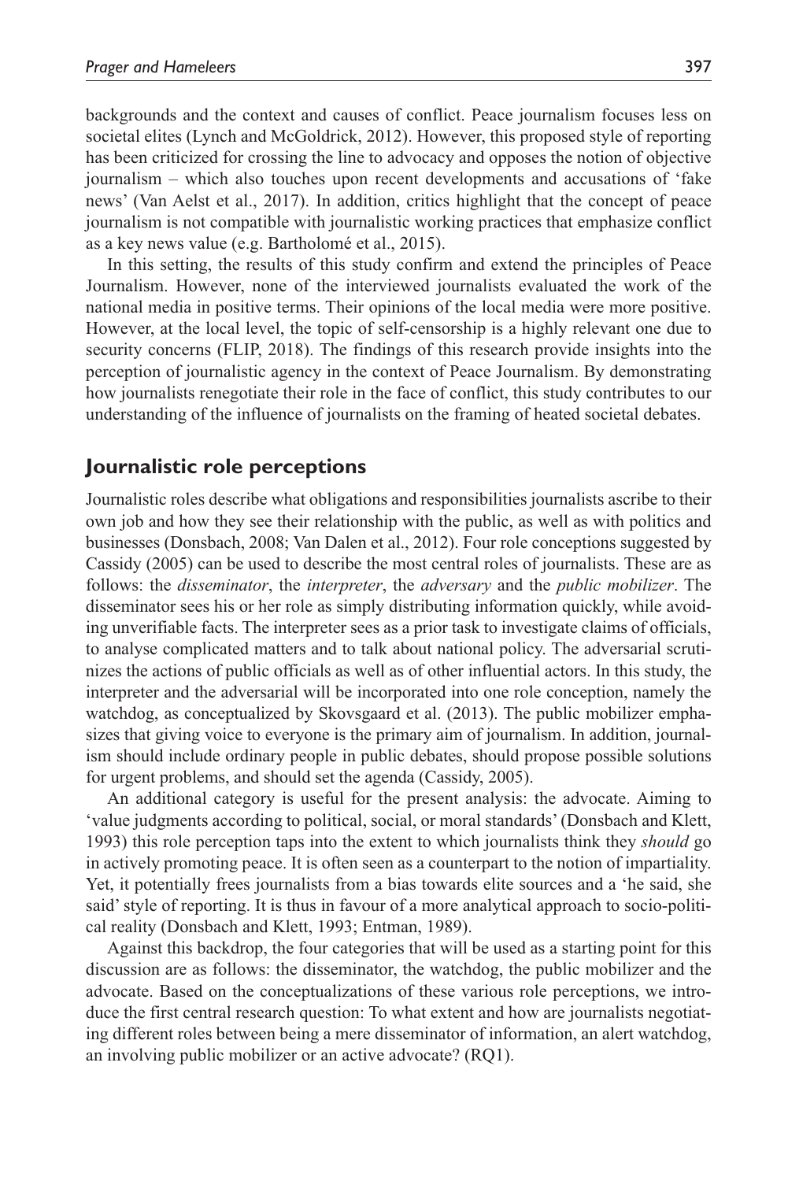backgrounds and the context and causes of conflict. Peace journalism focuses less on societal elites (Lynch and McGoldrick, 2012). However, this proposed style of reporting has been criticized for crossing the line to advocacy and opposes the notion of objective journalism – which also touches upon recent developments and accusations of 'fake news' (Van Aelst et al., 2017). In addition, critics highlight that the concept of peace journalism is not compatible with journalistic working practices that emphasize conflict as a key news value (e.g. Bartholomé et al., 2015).

In this setting, the results of this study confirm and extend the principles of Peace Journalism. However, none of the interviewed journalists evaluated the work of the national media in positive terms. Their opinions of the local media were more positive. However, at the local level, the topic of self-censorship is a highly relevant one due to security concerns (FLIP, 2018). The findings of this research provide insights into the perception of journalistic agency in the context of Peace Journalism. By demonstrating how journalists renegotiate their role in the face of conflict, this study contributes to our understanding of the influence of journalists on the framing of heated societal debates.

## Journalistic role perceptions

Journalistic roles describe what obligations and responsibilities journalists ascribe to their own job and how they see their relationship with the public, as well as with politics and businesses (Donsbach, 2008; Van Dalen et al., 2012). Four role conceptions suggested by Cassidy (2005) can be used to describe the most central roles of journalists. These are as follows: the *disseminator*, the *interpreter*, the *adversary* and the *public mobilizer*. The disseminator sees his or her role as simply distributing information quickly, while avoiding unverifiable facts. The interpreter sees as a prior task to investigate claims of officials, to analyse complicated matters and to talk about national policy. The adversarial scrutinizes the actions of public officials as well as of other influential actors. In this study, the interpreter and the adversarial will be incorporated into one role conception, namely the watchdog, as conceptualized by Skovsgaard et al. (2013). The public mobilizer emphasizes that giving voice to everyone is the primary aim of journalism. In addition, journalism should include ordinary people in public debates, should propose possible solutions for urgent problems, and should set the agenda (Cassidy, 2005).

An additional category is useful for the present analysis: the advocate. Aiming to 'value judgments according to political, social, or moral standards' (Donsbach and Klett, 1993) this role perception taps into the extent to which journalists think they *should* go in actively promoting peace. It is often seen as a counterpart to the notion of impartiality. Yet, it potentially frees journalists from a bias towards elite sources and a 'he said, she said' style of reporting. It is thus in favour of a more analytical approach to socio-political reality (Donsbach and Klett, 1993; Entman, 1989).

Against this backdrop, the four categories that will be used as a starting point for this discussion are as follows: the disseminator, the watchdog, the public mobilizer and the advocate. Based on the conceptualizations of these various role perceptions, we introduce the first central research question: To what extent and how are journalists negotiating different roles between being a mere disseminator of information, an alert watchdog, an involving public mobilizer or an active advocate? (RQ1).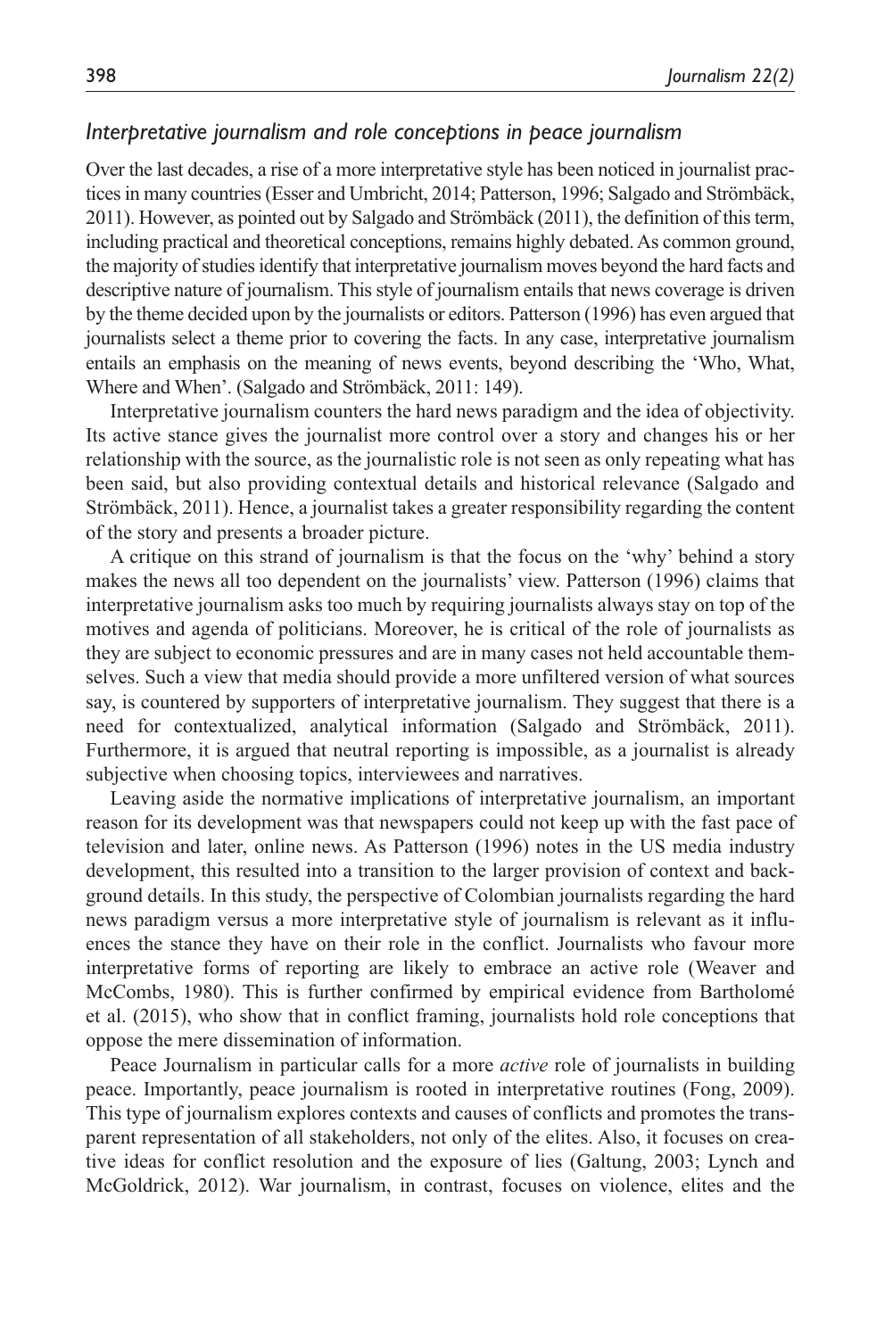### *Interpretative journalism and role conceptions in peace journalism*

Over the last decades, a rise of a more interpretative style has been noticed in journalist practices in many countries (Esser and Umbricht, 2014; Patterson, 1996; Salgado and Strömbäck, 2011). However, as pointed out by Salgado and Strömbäck (2011), the definition of this term, including practical and theoretical conceptions, remains highly debated. As common ground, the majority of studies identify that interpretative journalism moves beyond the hard facts and descriptive nature of journalism. This style of journalism entails that news coverage is driven by the theme decided upon by the journalists or editors. Patterson (1996) has even argued that journalists select a theme prior to covering the facts. In any case, interpretative journalism entails an emphasis on the meaning of news events, beyond describing the 'Who, What, Where and When'. (Salgado and Strömbäck, 2011: 149).

Interpretative journalism counters the hard news paradigm and the idea of objectivity. Its active stance gives the journalist more control over a story and changes his or her relationship with the source, as the journalistic role is not seen as only repeating what has been said, but also providing contextual details and historical relevance (Salgado and Strömbäck, 2011). Hence, a journalist takes a greater responsibility regarding the content of the story and presents a broader picture.

A critique on this strand of journalism is that the focus on the 'why' behind a story makes the news all too dependent on the journalists' view. Patterson (1996) claims that interpretative journalism asks too much by requiring journalists always stay on top of the motives and agenda of politicians. Moreover, he is critical of the role of journalists as they are subject to economic pressures and are in many cases not held accountable themselves. Such a view that media should provide a more unfiltered version of what sources say, is countered by supporters of interpretative journalism. They suggest that there is a need for contextualized, analytical information (Salgado and Strömbäck, 2011). Furthermore, it is argued that neutral reporting is impossible, as a journalist is already subjective when choosing topics, interviewees and narratives.

Leaving aside the normative implications of interpretative journalism, an important reason for its development was that newspapers could not keep up with the fast pace of television and later, online news. As Patterson (1996) notes in the US media industry development, this resulted into a transition to the larger provision of context and background details. In this study, the perspective of Colombian journalists regarding the hard news paradigm versus a more interpretative style of journalism is relevant as it influences the stance they have on their role in the conflict. Journalists who favour more interpretative forms of reporting are likely to embrace an active role (Weaver and McCombs, 1980). This is further confirmed by empirical evidence from Bartholomé et al. (2015), who show that in conflict framing, journalists hold role conceptions that oppose the mere dissemination of information.

Peace Journalism in particular calls for a more *active* role of journalists in building peace. Importantly, peace journalism is rooted in interpretative routines (Fong, 2009). This type of journalism explores contexts and causes of conflicts and promotes the transparent representation of all stakeholders, not only of the elites. Also, it focuses on creative ideas for conflict resolution and the exposure of lies (Galtung, 2003; Lynch and McGoldrick, 2012). War journalism, in contrast, focuses on violence, elites and the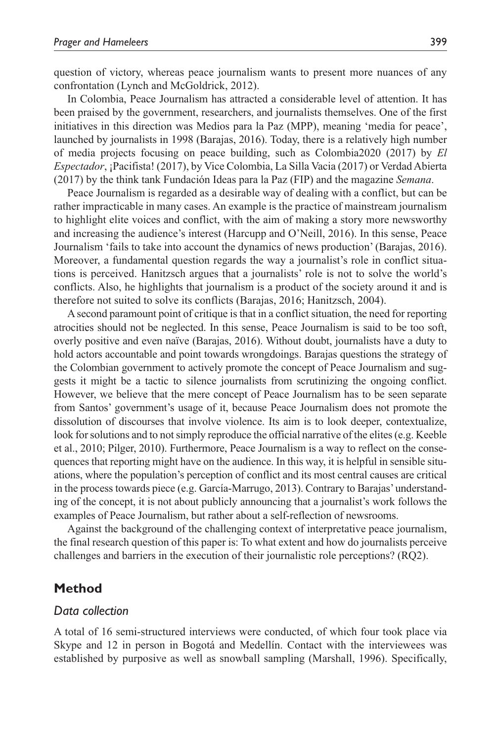question of victory, whereas peace journalism wants to present more nuances of any confrontation (Lynch and McGoldrick, 2012).

In Colombia, Peace Journalism has attracted a considerable level of attention. It has been praised by the government, researchers, and journalists themselves. One of the first initiatives in this direction was Medios para la Paz (MPP), meaning 'media for peace', launched by journalists in 1998 (Barajas, 2016). Today, there is a relatively high number of media projects focusing on peace building, such as Colombia2020 (2017) by *El Espectador*, ¡Pacifista! (2017), by Vice Colombia, La Silla Vacia (2017) or Verdad Abierta (2017) by the think tank Fundación Ideas para la Paz (FIP) and the magazine *Semana*.

Peace Journalism is regarded as a desirable way of dealing with a conflict, but can be rather impracticable in many cases. An example is the practice of mainstream journalism to highlight elite voices and conflict, with the aim of making a story more newsworthy and increasing the audience's interest (Harcupp and O'Neill, 2016). In this sense, Peace Journalism 'fails to take into account the dynamics of news production' (Barajas, 2016). Moreover, a fundamental question regards the way a journalist's role in conflict situations is perceived. Hanitzsch argues that a journalists' role is not to solve the world's conflicts. Also, he highlights that journalism is a product of the society around it and is therefore not suited to solve its conflicts (Barajas, 2016; Hanitzsch, 2004).

A second paramount point of critique is that in a conflict situation, the need for reporting atrocities should not be neglected. In this sense, Peace Journalism is said to be too soft, overly positive and even naïve (Barajas, 2016). Without doubt, journalists have a duty to hold actors accountable and point towards wrongdoings. Barajas questions the strategy of the Colombian government to actively promote the concept of Peace Journalism and suggests it might be a tactic to silence journalists from scrutinizing the ongoing conflict. However, we believe that the mere concept of Peace Journalism has to be seen separate from Santos' government's usage of it, because Peace Journalism does not promote the dissolution of discourses that involve violence. Its aim is to look deeper, contextualize, look for solutions and to not simply reproduce the official narrative of the elites (e.g. Keeble et al., 2010; Pilger, 2010). Furthermore, Peace Journalism is a way to reflect on the consequences that reporting might have on the audience. In this way, it is helpful in sensible situations, where the population's perception of conflict and its most central causes are critical in the process towards piece (e.g. García-Marrugo, 2013). Contrary to Barajas' understanding of the concept, it is not about publicly announcing that a journalist's work follows the examples of Peace Journalism, but rather about a self-reflection of newsrooms.

Against the background of the challenging context of interpretative peace journalism, the final research question of this paper is: To what extent and how do journalists perceive challenges and barriers in the execution of their journalistic role perceptions? (RQ2).

## Method

### *Data collection*

A total of 16 semi-structured interviews were conducted, of which four took place via Skype and 12 in person in Bogotá and Medellín. Contact with the interviewees was established by purposive as well as snowball sampling (Marshall, 1996). Specifically,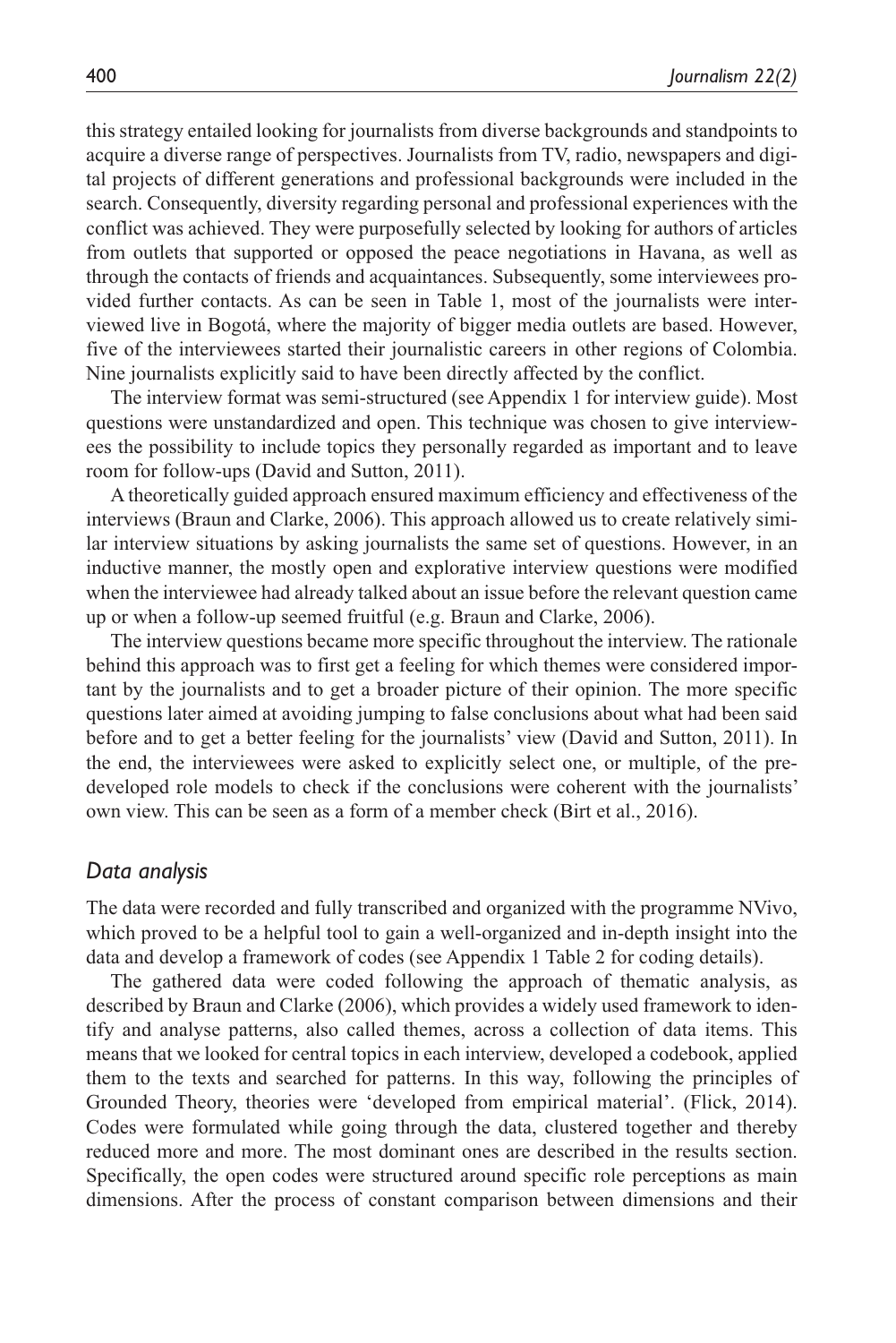this strategy entailed looking for journalists from diverse backgrounds and standpoints to acquire a diverse range of perspectives. Journalists from TV, radio, newspapers and digital projects of different generations and professional backgrounds were included in the search. Consequently, diversity regarding personal and professional experiences with the conflict was achieved. They were purposefully selected by looking for authors of articles from outlets that supported or opposed the peace negotiations in Havana, as well as through the contacts of friends and acquaintances. Subsequently, some interviewees provided further contacts. As can be seen in Table 1, most of the journalists were interviewed live in Bogotá, where the majority of bigger media outlets are based. However, five of the interviewees started their journalistic careers in other regions of Colombia. Nine journalists explicitly said to have been directly affected by the conflict.

The interview format was semi-structured (see Appendix 1 for interview guide). Most questions were unstandardized and open. This technique was chosen to give interviewees the possibility to include topics they personally regarded as important and to leave room for follow-ups (David and Sutton, 2011).

A theoretically guided approach ensured maximum efficiency and effectiveness of the interviews (Braun and Clarke, 2006). This approach allowed us to create relatively similar interview situations by asking journalists the same set of questions. However, in an inductive manner, the mostly open and explorative interview questions were modified when the interviewee had already talked about an issue before the relevant question came up or when a follow-up seemed fruitful (e.g. Braun and Clarke, 2006).

The interview questions became more specific throughout the interview. The rationale behind this approach was to first get a feeling for which themes were considered important by the journalists and to get a broader picture of their opinion. The more specific questions later aimed at avoiding jumping to false conclusions about what had been said before and to get a better feeling for the journalists' view (David and Sutton, 2011). In the end, the interviewees were asked to explicitly select one, or multiple, of the pre-developed role models to check if the conclusions were coherent with the journalists' own view. This can be seen as a form of a member check (Birt et al., 2016).

### *Data analysis*

The data were recorded and fully transcribed and organized with the programme NVivo, which proved to be a helpful tool to gain a well-organized and in-depth insight into the data and develop a framework of codes (see Appendix 1 Table 2 for coding details).

The gathered data were coded following the approach of thematic analysis, as described by Braun and Clarke (2006), which provides a widely used framework to identify and analyse patterns, also called themes, across a collection of data items. This means that we looked for central topics in each interview, developed a codebook, applied them to the texts and searched for patterns. In this way, following the principles of Grounded Theory, theories were 'developed from empirical material'. (Flick, 2014). Codes were formulated while going through the data, clustered together and thereby reduced more and more. The most dominant ones are described in the results section. Specifically, the open codes were structured around specific role perceptions as main dimensions. After the process of constant comparison between dimensions and their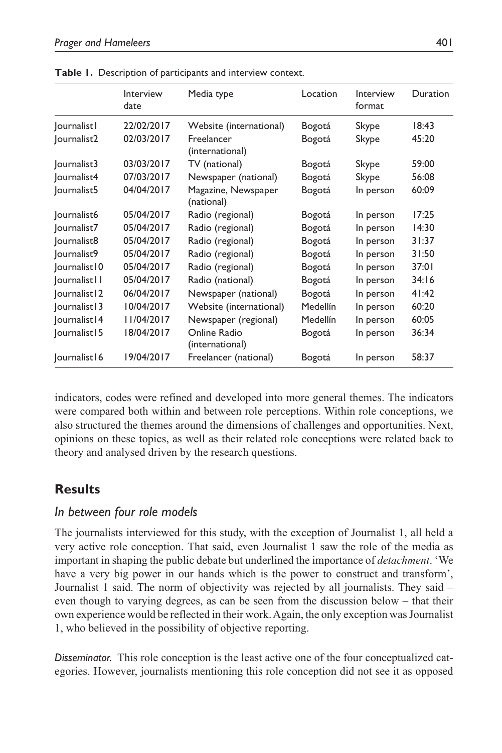**Table 1.** Description of participants and interview context.

| | Interview date | Media type | Location | Interview format | Duration |
|---|---|---|---|---|---|
| Journalist1 | 22/02/2017 | Website (international) | Bogotá | Skype | 18:43 |
| Journalist2 | 02/03/2017 | Freelancer (international) | Bogotá | Skype | 45:20 |
| Journalist3 | 03/03/2017 | TV (national) | Bogotá | Skype | 59:00 |
| Journalist4 | 07/03/2017 | Newspaper (national) | Bogotá | Skype | 56:08 |
| Journalist5 | 04/04/2017 | Magazine, Newspaper (national) | Bogotá | In person | 60:09 |
| Journalist6 | 05/04/2017 | Radio (regional) | Bogotá | In person | 17:25 |
| Journalist7 | 05/04/2017 | Radio (regional) | Bogotá | In person | 14:30 |
| Journalist8 | 05/04/2017 | Radio (regional) | Bogotá | In person | 31:37 |
| Journalist9 | 05/04/2017 | Radio (regional) | Bogotá | In person | 31:50 |
| Journalist10 | 05/04/2017 | Radio (regional) | Bogotá | In person | 37:01 |
| Journalist11 | 05/04/2017 | Radio (national) | Bogotá | In person | 34:16 |
| Journalist12 | 06/04/2017 | Newspaper (national) | Bogotá | In person | 41:42 |
| Journalist13 | 10/04/2017 | Website (international) | Medellín | In person | 60:20 |
| Journalist14 | 11/04/2017 | Newspaper (regional) | Medellín | In person | 60:05 |
| Journalist15 | 18/04/2017 | Online Radio (international) | Bogotá | In person | 36:34 |
| Journalist16 | 19/04/2017 | Freelancer (national) | Bogotá | In person | 58:37 |

indicators, codes were refined and developed into more general themes. The indicators were compared both within and between role perceptions. Within role conceptions, we also structured the themes around the dimensions of challenges and opportunities. Next, opinions on these topics, as well as their related role conceptions were related back to theory and analysed driven by the research questions.

## Results

### *In between four role models*

The journalists interviewed for this study, with the exception of Journalist 1, all held a very active role conception. That said, even Journalist 1 saw the role of the media as important in shaping the public debate but underlined the importance of *detachment*. 'We have a very big power in our hands which is the power to construct and transform', Journalist 1 said. The norm of objectivity was rejected by all journalists. They said – even though to varying degrees, as can be seen from the discussion below – that their own experience would be reflected in their work. Again, the only exception was Journalist 1, who believed in the possibility of objective reporting.

*Disseminator.* This role conception is the least active one of the four conceptualized categories. However, journalists mentioning this role conception did not see it as opposed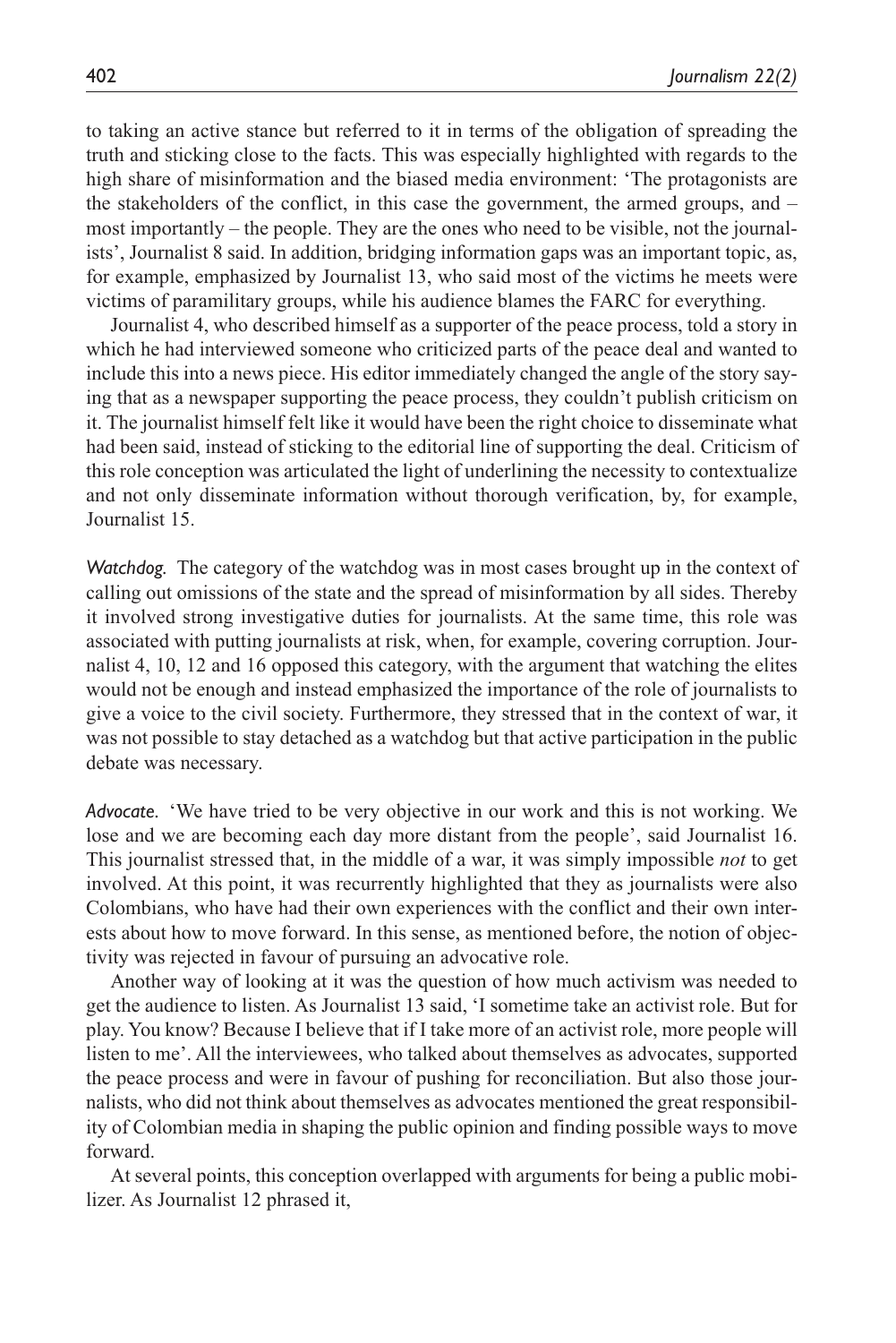to taking an active stance but referred to it in terms of the obligation of spreading the truth and sticking close to the facts. This was especially highlighted with regards to the high share of misinformation and the biased media environment: 'The protagonists are the stakeholders of the conflict, in this case the government, the armed groups, and – most importantly – the people. They are the ones who need to be visible, not the journalists', Journalist 8 said. In addition, bridging information gaps was an important topic, as, for example, emphasized by Journalist 13, who said most of the victims he meets were victims of paramilitary groups, while his audience blames the FARC for everything.

Journalist 4, who described himself as a supporter of the peace process, told a story in which he had interviewed someone who criticized parts of the peace deal and wanted to include this into a news piece. His editor immediately changed the angle of the story saying that as a newspaper supporting the peace process, they couldn't publish criticism on it. The journalist himself felt like it would have been the right choice to disseminate what had been said, instead of sticking to the editorial line of supporting the deal. Criticism of this role conception was articulated the light of underlining the necessity to contextualize and not only disseminate information without thorough verification, by, for example, Journalist 15.

*Watchdog.* The category of the watchdog was in most cases brought up in the context of calling out omissions of the state and the spread of misinformation by all sides. Thereby it involved strong investigative duties for journalists. At the same time, this role was associated with putting journalists at risk, when, for example, covering corruption. Journalist 4, 10, 12 and 16 opposed this category, with the argument that watching the elites would not be enough and instead emphasized the importance of the role of journalists to give a voice to the civil society. Furthermore, they stressed that in the context of war, it was not possible to stay detached as a watchdog but that active participation in the public debate was necessary.

*Advocate.* 'We have tried to be very objective in our work and this is not working. We lose and we are becoming each day more distant from the people', said Journalist 16. This journalist stressed that, in the middle of a war, it was simply impossible *not* to get involved. At this point, it was recurrently highlighted that they as journalists were also Colombians, who have had their own experiences with the conflict and their own interests about how to move forward. In this sense, as mentioned before, the notion of objectivity was rejected in favour of pursuing an advocative role.

Another way of looking at it was the question of how much activism was needed to get the audience to listen. As Journalist 13 said, 'I sometime take an activist role. But for play. You know? Because I believe that if I take more of an activist role, more people will listen to me'. All the interviewees, who talked about themselves as advocates, supported the peace process and were in favour of pushing for reconciliation. But also those journalists, who did not think about themselves as advocates mentioned the great responsibility of Colombian media in shaping the public opinion and finding possible ways to move forward.

At several points, this conception overlapped with arguments for being a public mobilizer. As Journalist 12 phrased it,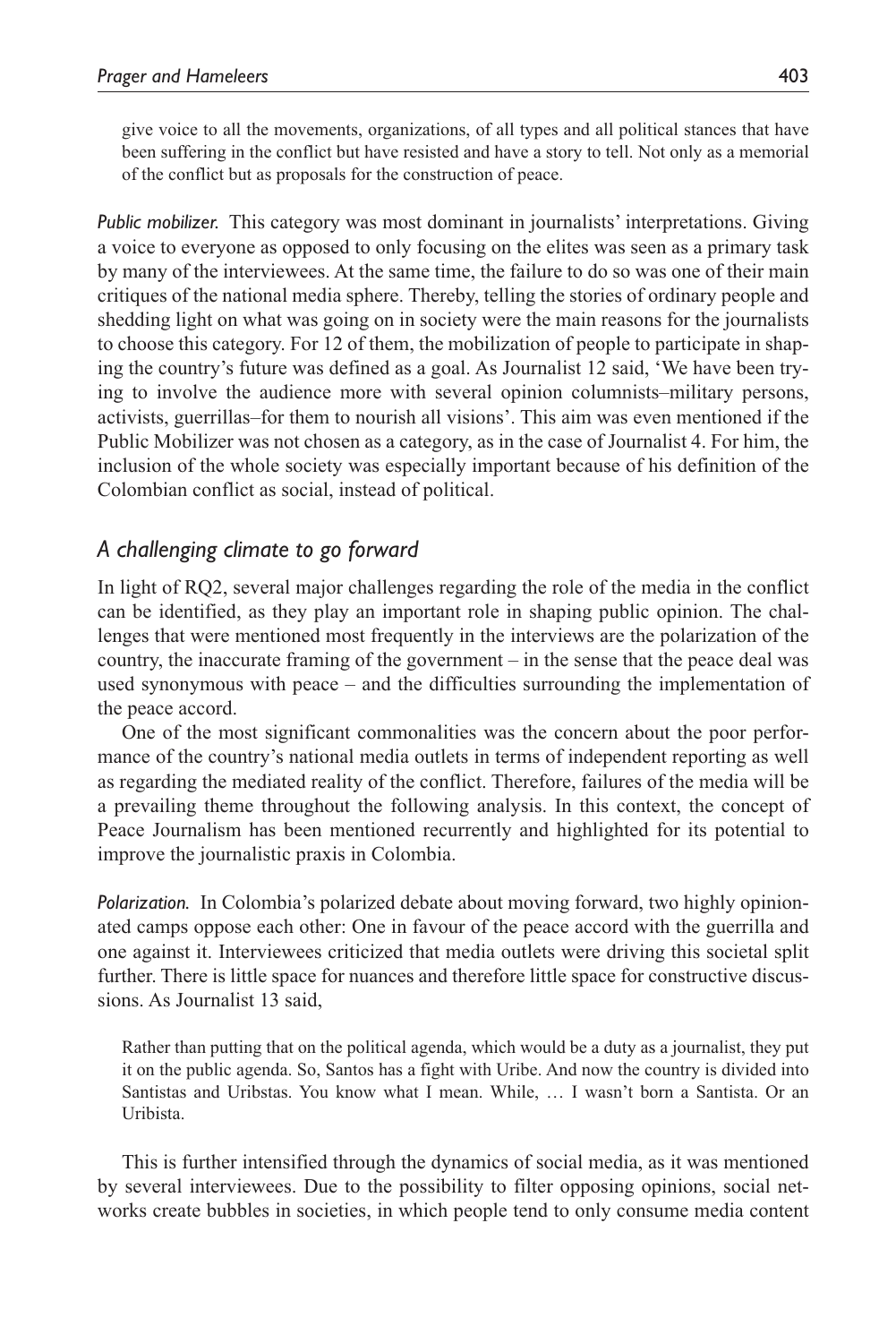> give voice to all the movements, organizations, of all types and all political stances that have been suffering in the conflict but have resisted and have a story to tell. Not only as a memorial of the conflict but as proposals for the construction of peace.

*Public mobilizer.* This category was most dominant in journalists' interpretations. Giving a voice to everyone as opposed to only focusing on the elites was seen as a primary task by many of the interviewees. At the same time, the failure to do so was one of their main critiques of the national media sphere. Thereby, telling the stories of ordinary people and shedding light on what was going on in society were the main reasons for the journalists to choose this category. For 12 of them, the mobilization of people to participate in shaping the country's future was defined as a goal. As Journalist 12 said, 'We have been trying to involve the audience more with several opinion columnists–military persons, activists, guerrillas–for them to nourish all visions'. This aim was even mentioned if the Public Mobilizer was not chosen as a category, as in the case of Journalist 4. For him, the inclusion of the whole society was especially important because of his definition of the Colombian conflict as social, instead of political.

## *A challenging climate to go forward*

In light of RQ2, several major challenges regarding the role of the media in the conflict can be identified, as they play an important role in shaping public opinion. The challenges that were mentioned most frequently in the interviews are the polarization of the country, the inaccurate framing of the government – in the sense that the peace deal was used synonymous with peace – and the difficulties surrounding the implementation of the peace accord.

One of the most significant commonalities was the concern about the poor performance of the country's national media outlets in terms of independent reporting as well as regarding the mediated reality of the conflict. Therefore, failures of the media will be a prevailing theme throughout the following analysis. In this context, the concept of Peace Journalism has been mentioned recurrently and highlighted for its potential to improve the journalistic praxis in Colombia.

*Polarization.* In Colombia's polarized debate about moving forward, two highly opinionated camps oppose each other: One in favour of the peace accord with the guerrilla and one against it. Interviewees criticized that media outlets were driving this societal split further. There is little space for nuances and therefore little space for constructive discussions. As Journalist 13 said,

> Rather than putting that on the political agenda, which would be a duty as a journalist, they put it on the public agenda. So, Santos has a fight with Uribe. And now the country is divided into Santistas and Uribstas. You know what I mean. While, … I wasn't born a Santista. Or an Uribista.

This is further intensified through the dynamics of social media, as it was mentioned by several interviewees. Due to the possibility to filter opposing opinions, social networks create bubbles in societies, in which people tend to only consume media content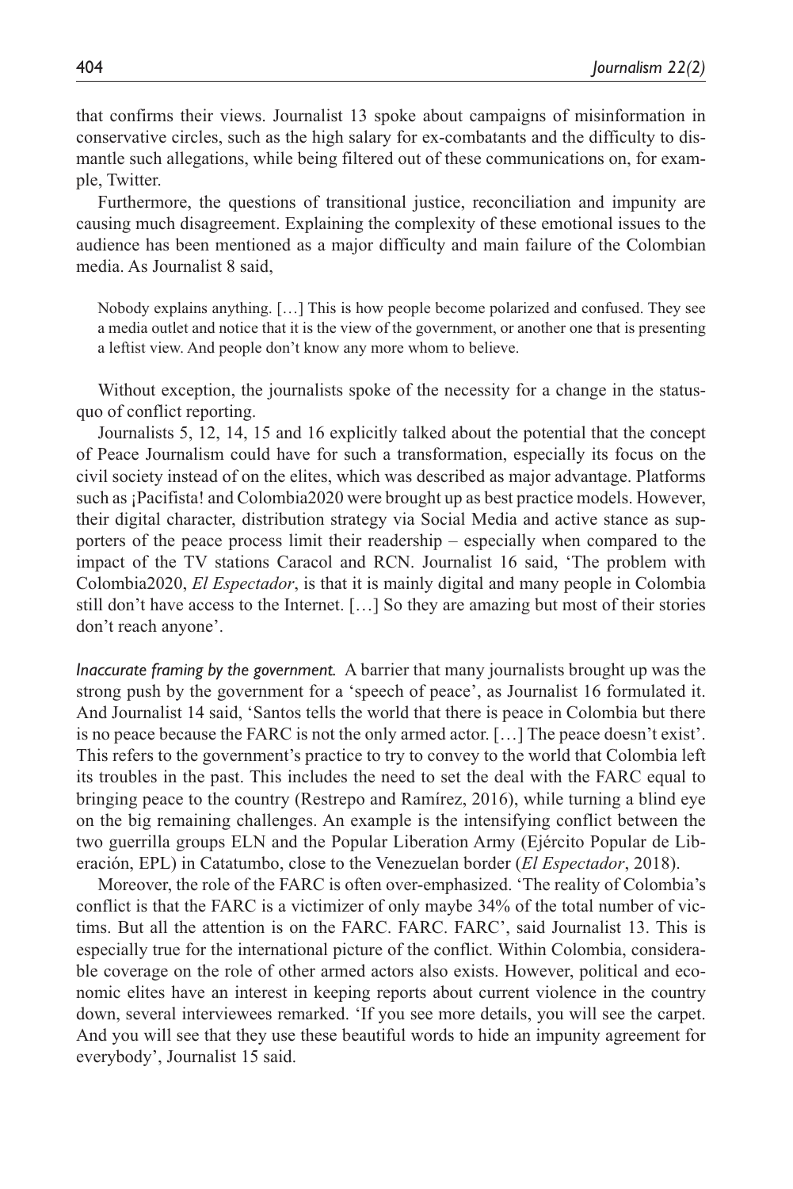that confirms their views. Journalist 13 spoke about campaigns of misinformation in conservative circles, such as the high salary for ex-combatants and the difficulty to dismantle such allegations, while being filtered out of these communications on, for example, Twitter.

Furthermore, the questions of transitional justice, reconciliation and impunity are causing much disagreement. Explaining the complexity of these emotional issues to the audience has been mentioned as a major difficulty and main failure of the Colombian media. As Journalist 8 said,

> Nobody explains anything. […] This is how people become polarized and confused. They see a media outlet and notice that it is the view of the government, or another one that is presenting a leftist view. And people don't know any more whom to believe.

Without exception, the journalists spoke of the necessity for a change in the status-quo of conflict reporting.

Journalists 5, 12, 14, 15 and 16 explicitly talked about the potential that the concept of Peace Journalism could have for such a transformation, especially its focus on the civil society instead of on the elites, which was described as major advantage. Platforms such as ¡Pacifista! and Colombia2020 were brought up as best practice models. However, their digital character, distribution strategy via Social Media and active stance as supporters of the peace process limit their readership – especially when compared to the impact of the TV stations Caracol and RCN. Journalist 16 said, 'The problem with Colombia2020, *El Espectador*, is that it is mainly digital and many people in Colombia still don't have access to the Internet. […] So they are amazing but most of their stories don't reach anyone'.

*Inaccurate framing by the government.* A barrier that many journalists brought up was the strong push by the government for a 'speech of peace', as Journalist 16 formulated it. And Journalist 14 said, 'Santos tells the world that there is peace in Colombia but there is no peace because the FARC is not the only armed actor. […] The peace doesn't exist'. This refers to the government's practice to try to convey to the world that Colombia left its troubles in the past. This includes the need to set the deal with the FARC equal to bringing peace to the country (Restrepo and Ramírez, 2016), while turning a blind eye on the big remaining challenges. An example is the intensifying conflict between the two guerrilla groups ELN and the Popular Liberation Army (Ejército Popular de Liberación, EPL) in Catatumbo, close to the Venezuelan border (*El Espectador*, 2018).

Moreover, the role of the FARC is often over-emphasized. 'The reality of Colombia's conflict is that the FARC is a victimizer of only maybe 34% of the total number of victims. But all the attention is on the FARC. FARC. FARC', said Journalist 13. This is especially true for the international picture of the conflict. Within Colombia, considerable coverage on the role of other armed actors also exists. However, political and economic elites have an interest in keeping reports about current violence in the country down, several interviewees remarked. 'If you see more details, you will see the carpet. And you will see that they use these beautiful words to hide an impunity agreement for everybody', Journalist 15 said.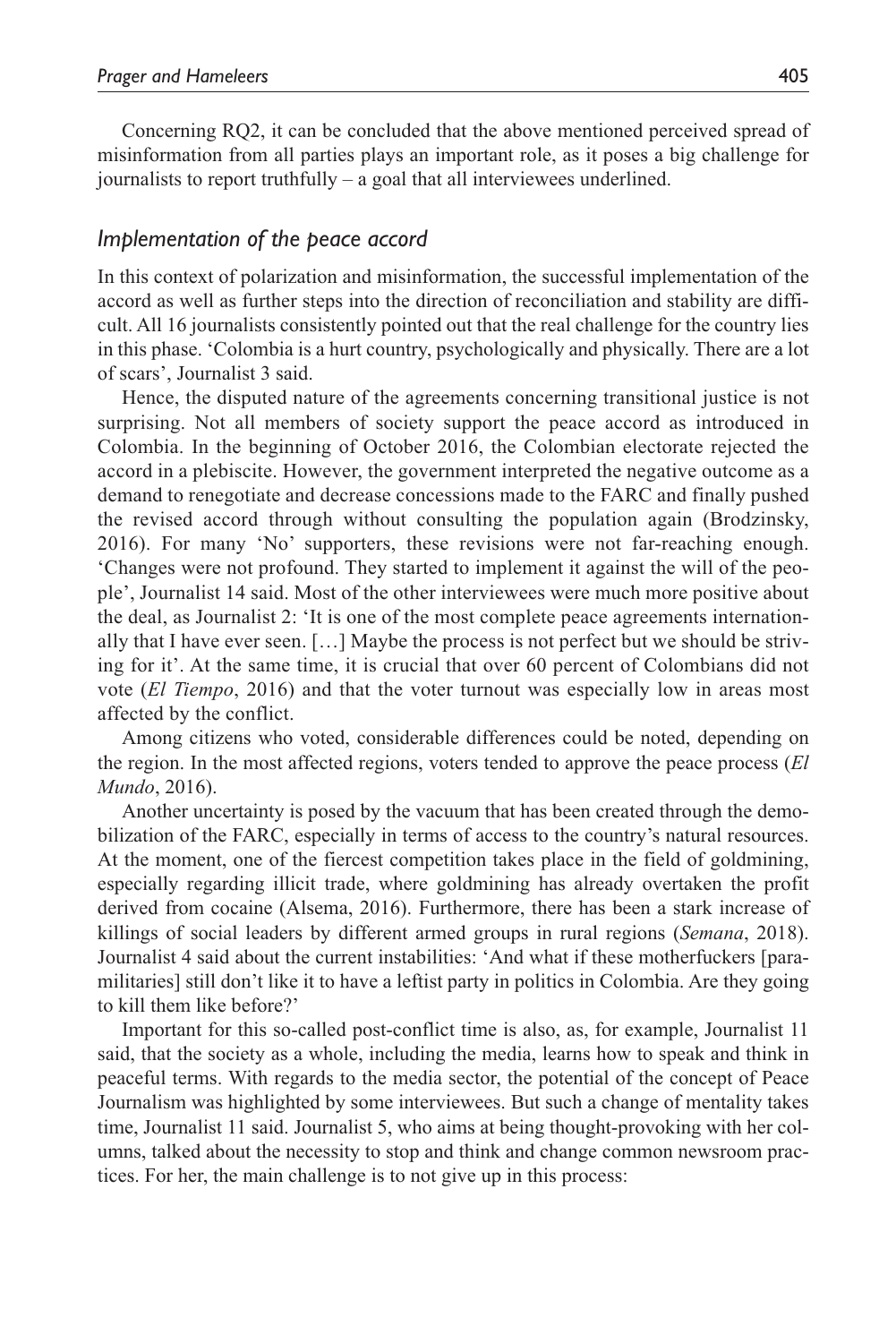Concerning RQ2, it can be concluded that the above mentioned perceived spread of misinformation from all parties plays an important role, as it poses a big challenge for journalists to report truthfully – a goal that all interviewees underlined.

### *Implementation of the peace accord*

In this context of polarization and misinformation, the successful implementation of the accord as well as further steps into the direction of reconciliation and stability are difficult. All 16 journalists consistently pointed out that the real challenge for the country lies in this phase. 'Colombia is a hurt country, psychologically and physically. There are a lot of scars', Journalist 3 said.

Hence, the disputed nature of the agreements concerning transitional justice is not surprising. Not all members of society support the peace accord as introduced in Colombia. In the beginning of October 2016, the Colombian electorate rejected the accord in a plebiscite. However, the government interpreted the negative outcome as a demand to renegotiate and decrease concessions made to the FARC and finally pushed the revised accord through without consulting the population again (Brodzinsky, 2016). For many 'No' supporters, these revisions were not far-reaching enough. 'Changes were not profound. They started to implement it against the will of the people', Journalist 14 said. Most of the other interviewees were much more positive about the deal, as Journalist 2: 'It is one of the most complete peace agreements internationally that I have ever seen. […] Maybe the process is not perfect but we should be striving for it'. At the same time, it is crucial that over 60 percent of Colombians did not vote (*El Tiempo*, 2016) and that the voter turnout was especially low in areas most affected by the conflict.

Among citizens who voted, considerable differences could be noted, depending on the region. In the most affected regions, voters tended to approve the peace process (*El Mundo*, 2016).

Another uncertainty is posed by the vacuum that has been created through the demobilization of the FARC, especially in terms of access to the country's natural resources. At the moment, one of the fiercest competition takes place in the field of goldmining, especially regarding illicit trade, where goldmining has already overtaken the profit derived from cocaine (Alsema, 2016). Furthermore, there has been a stark increase of killings of social leaders by different armed groups in rural regions (*Semana*, 2018). Journalist 4 said about the current instabilities: 'And what if these motherfuckers [paramilitaries] still don't like it to have a leftist party in politics in Colombia. Are they going to kill them like before?'

Important for this so-called post-conflict time is also, as, for example, Journalist 11 said, that the society as a whole, including the media, learns how to speak and think in peaceful terms. With regards to the media sector, the potential of the concept of Peace Journalism was highlighted by some interviewees. But such a change of mentality takes time, Journalist 11 said. Journalist 5, who aims at being thought-provoking with her columns, talked about the necessity to stop and think and change common newsroom practices. For her, the main challenge is to not give up in this process: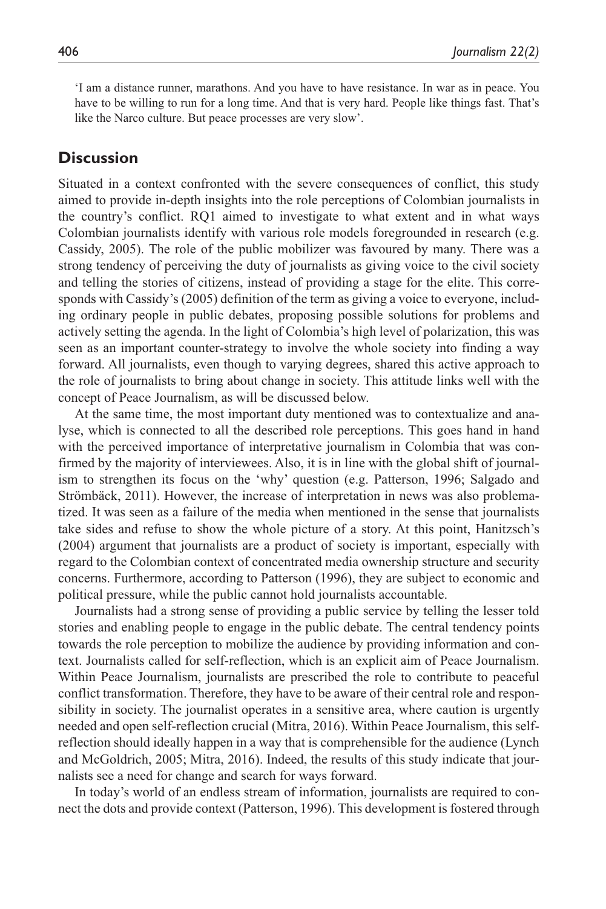'I am a distance runner, marathons. And you have to have resistance. In war as in peace. You have to be willing to run for a long time. And that is very hard. People like things fast. That's like the Narco culture. But peace processes are very slow'.

## Discussion

Situated in a context confronted with the severe consequences of conflict, this study aimed to provide in-depth insights into the role perceptions of Colombian journalists in the country's conflict. RQ1 aimed to investigate to what extent and in what ways Colombian journalists identify with various role models foregrounded in research (e.g. Cassidy, 2005). The role of the public mobilizer was favoured by many. There was a strong tendency of perceiving the duty of journalists as giving voice to the civil society and telling the stories of citizens, instead of providing a stage for the elite. This corresponds with Cassidy's (2005) definition of the term as giving a voice to everyone, including ordinary people in public debates, proposing possible solutions for problems and actively setting the agenda. In the light of Colombia's high level of polarization, this was seen as an important counter-strategy to involve the whole society into finding a way forward. All journalists, even though to varying degrees, shared this active approach to the role of journalists to bring about change in society. This attitude links well with the concept of Peace Journalism, as will be discussed below.

At the same time, the most important duty mentioned was to contextualize and analyse, which is connected to all the described role perceptions. This goes hand in hand with the perceived importance of interpretative journalism in Colombia that was confirmed by the majority of interviewees. Also, it is in line with the global shift of journalism to strengthen its focus on the 'why' question (e.g. Patterson, 1996; Salgado and Strömbäck, 2011). However, the increase of interpretation in news was also problematized. It was seen as a failure of the media when mentioned in the sense that journalists take sides and refuse to show the whole picture of a story. At this point, Hanitzsch's (2004) argument that journalists are a product of society is important, especially with regard to the Colombian context of concentrated media ownership structure and security concerns. Furthermore, according to Patterson (1996), they are subject to economic and political pressure, while the public cannot hold journalists accountable.

Journalists had a strong sense of providing a public service by telling the lesser told stories and enabling people to engage in the public debate. The central tendency points towards the role perception to mobilize the audience by providing information and context. Journalists called for self-reflection, which is an explicit aim of Peace Journalism. Within Peace Journalism, journalists are prescribed the role to contribute to peaceful conflict transformation. Therefore, they have to be aware of their central role and responsibility in society. The journalist operates in a sensitive area, where caution is urgently needed and open self-reflection crucial (Mitra, 2016). Within Peace Journalism, this self-reflection should ideally happen in a way that is comprehensible for the audience (Lynch and McGoldrich, 2005; Mitra, 2016). Indeed, the results of this study indicate that journalists see a need for change and search for ways forward.

In today's world of an endless stream of information, journalists are required to connect the dots and provide context (Patterson, 1996). This development is fostered through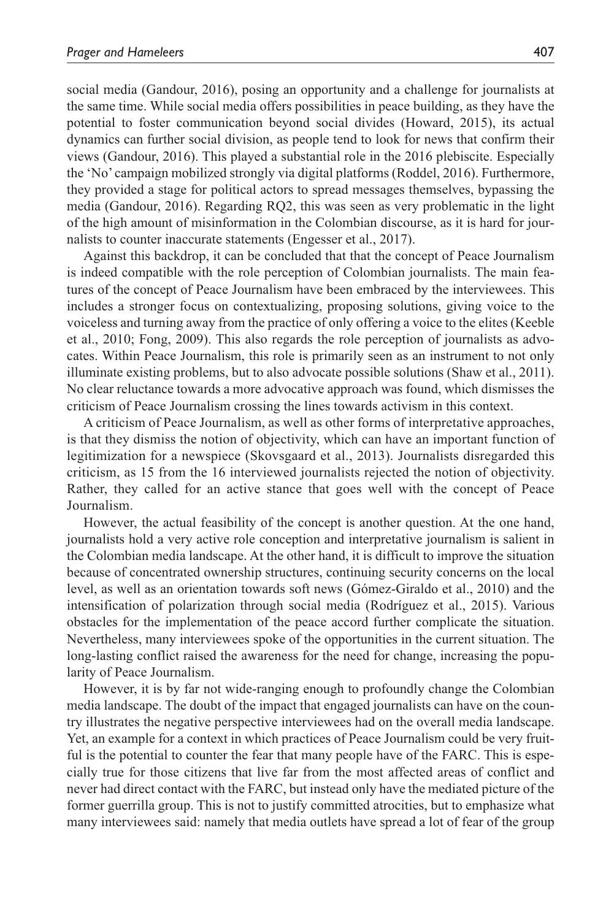social media (Gandour, 2016), posing an opportunity and a challenge for journalists at the same time. While social media offers possibilities in peace building, as they have the potential to foster communication beyond social divides (Howard, 2015), its actual dynamics can further social division, as people tend to look for news that confirm their views (Gandour, 2016). This played a substantial role in the 2016 plebiscite. Especially the 'No' campaign mobilized strongly via digital platforms (Roddel, 2016). Furthermore, they provided a stage for political actors to spread messages themselves, bypassing the media (Gandour, 2016). Regarding RQ2, this was seen as very problematic in the light of the high amount of misinformation in the Colombian discourse, as it is hard for journalists to counter inaccurate statements (Engesser et al., 2017).

Against this backdrop, it can be concluded that that the concept of Peace Journalism is indeed compatible with the role perception of Colombian journalists. The main features of the concept of Peace Journalism have been embraced by the interviewees. This includes a stronger focus on contextualizing, proposing solutions, giving voice to the voiceless and turning away from the practice of only offering a voice to the elites (Keeble et al., 2010; Fong, 2009). This also regards the role perception of journalists as advocates. Within Peace Journalism, this role is primarily seen as an instrument to not only illuminate existing problems, but to also advocate possible solutions (Shaw et al., 2011). No clear reluctance towards a more advocative approach was found, which dismisses the criticism of Peace Journalism crossing the lines towards activism in this context.

A criticism of Peace Journalism, as well as other forms of interpretative approaches, is that they dismiss the notion of objectivity, which can have an important function of legitimization for a newspiece (Skovsgaard et al., 2013). Journalists disregarded this criticism, as 15 from the 16 interviewed journalists rejected the notion of objectivity. Rather, they called for an active stance that goes well with the concept of Peace Journalism.

However, the actual feasibility of the concept is another question. At the one hand, journalists hold a very active role conception and interpretative journalism is salient in the Colombian media landscape. At the other hand, it is difficult to improve the situation because of concentrated ownership structures, continuing security concerns on the local level, as well as an orientation towards soft news (Gómez-Giraldo et al., 2010) and the intensification of polarization through social media (Rodríguez et al., 2015). Various obstacles for the implementation of the peace accord further complicate the situation. Nevertheless, many interviewees spoke of the opportunities in the current situation. The long-lasting conflict raised the awareness for the need for change, increasing the popularity of Peace Journalism.

However, it is by far not wide-ranging enough to profoundly change the Colombian media landscape. The doubt of the impact that engaged journalists can have on the country illustrates the negative perspective interviewees had on the overall media landscape. Yet, an example for a context in which practices of Peace Journalism could be very fruitful is the potential to counter the fear that many people have of the FARC. This is especially true for those citizens that live far from the most affected areas of conflict and never had direct contact with the FARC, but instead only have the mediated picture of the former guerrilla group. This is not to justify committed atrocities, but to emphasize what many interviewees said: namely that media outlets have spread a lot of fear of the group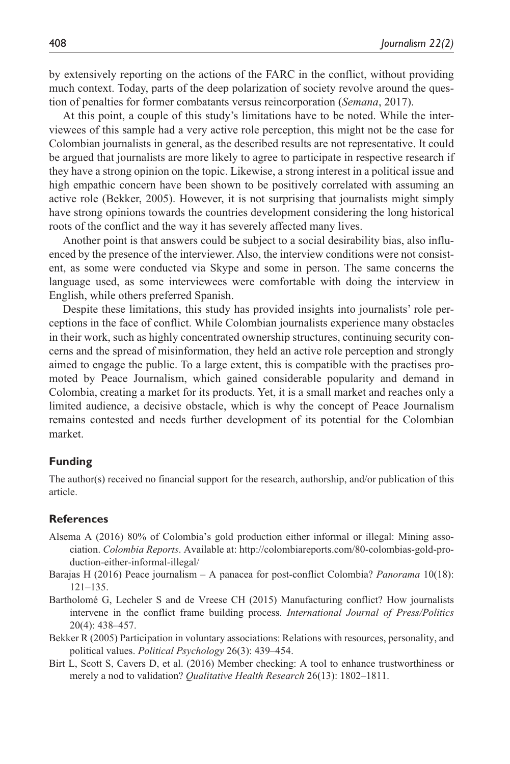by extensively reporting on the actions of the FARC in the conflict, without providing much context. Today, parts of the deep polarization of society revolve around the question of penalties for former combatants versus reincorporation (*Semana*, 2017).

At this point, a couple of this study's limitations have to be noted. While the interviewees of this sample had a very active role perception, this might not be the case for Colombian journalists in general, as the described results are not representative. It could be argued that journalists are more likely to agree to participate in respective research if they have a strong opinion on the topic. Likewise, a strong interest in a political issue and high empathic concern have been shown to be positively correlated with assuming an active role (Bekker, 2005). However, it is not surprising that journalists might simply have strong opinions towards the countries development considering the long historical roots of the conflict and the way it has severely affected many lives.

Another point is that answers could be subject to a social desirability bias, also influenced by the presence of the interviewer. Also, the interview conditions were not consistent, as some were conducted via Skype and some in person. The same concerns the language used, as some interviewees were comfortable with doing the interview in English, while others preferred Spanish.

Despite these limitations, this study has provided insights into journalists' role perceptions in the face of conflict. While Colombian journalists experience many obstacles in their work, such as highly concentrated ownership structures, continuing security concerns and the spread of misinformation, they held an active role perception and strongly aimed to engage the public. To a large extent, this is compatible with the practises promoted by Peace Journalism, which gained considerable popularity and demand in Colombia, creating a market for its products. Yet, it is a small market and reaches only a limited audience, a decisive obstacle, which is why the concept of Peace Journalism remains contested and needs further development of its potential for the Colombian market.

## Funding

The author(s) received no financial support for the research, authorship, and/or publication of this article.

## References

Alsema A (2016) 80% of Colombia's gold production either informal or illegal: Mining association. *Colombia Reports*. Available at: http://colombiareports.com/80-colombias-gold-production-either-informal-illegal/

Barajas H (2016) Peace journalism – A panacea for post-conflict Colombia? *Panorama* 10(18): 121–135.

Bartholomé G, Lecheler S and de Vreese CH (2015) Manufacturing conflict? How journalists intervene in the conflict frame building process. *International Journal of Press/Politics* 20(4): 438–457.

Bekker R (2005) Participation in voluntary associations: Relations with resources, personality, and political values. *Political Psychology* 26(3): 439–454.

Birt L, Scott S, Cavers D, et al. (2016) Member checking: A tool to enhance trustworthiness or merely a nod to validation? *Qualitative Health Research* 26(13): 1802–1811.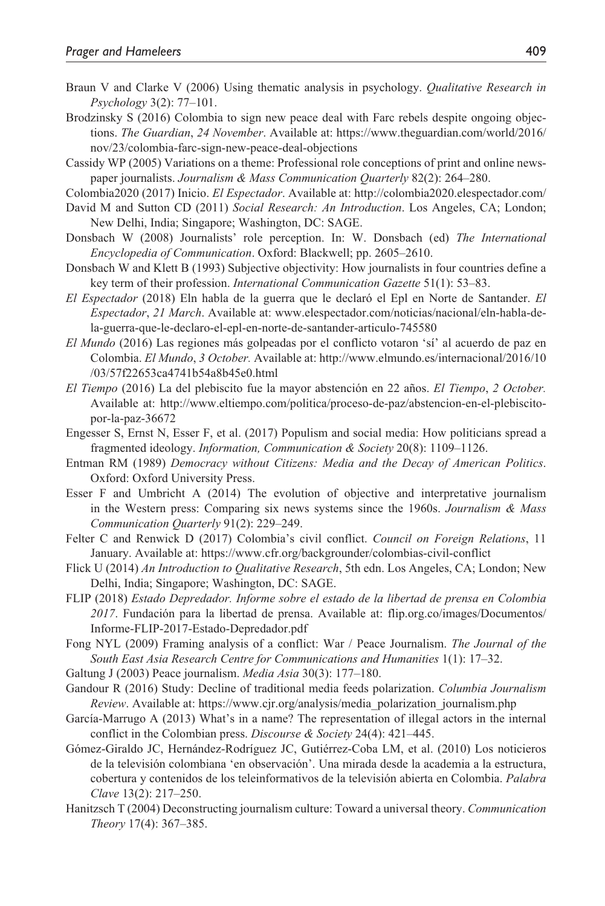Braun V and Clarke V (2006) Using thematic analysis in psychology. *Qualitative Research in Psychology* 3(2): 77–101.

Brodzinsky S (2016) Colombia to sign new peace deal with Farc rebels despite ongoing objections. *The Guardian*, *24 November*. Available at: https://www.theguardian.com/world/2016/nov/23/colombia-farc-sign-new-peace-deal-objections

Cassidy WP (2005) Variations on a theme: Professional role conceptions of print and online newspaper journalists. *Journalism & Mass Communication Quarterly* 82(2): 264–280.

Colombia2020 (2017) Inicio. *El Espectador*. Available at: http://colombia2020.elespectador.com/

David M and Sutton CD (2011) *Social Research: An Introduction*. Los Angeles, CA; London; New Delhi, India; Singapore; Washington, DC: SAGE.

Donsbach W (2008) Journalists' role perception. In: W. Donsbach (ed) *The International Encyclopedia of Communication*. Oxford: Blackwell; pp. 2605–2610.

Donsbach W and Klett B (1993) Subjective objectivity: How journalists in four countries define a key term of their profession. *International Communication Gazette* 51(1): 53–83.

*El Espectador* (2018) Eln habla de la guerra que le declaró el Epl en Norte de Santander. *El Espectador*, *21 March*. Available at: www.elespectador.com/noticias/nacional/eln-habla-de-la-guerra-que-le-declaro-el-epl-en-norte-de-santander-articulo-745580

*El Mundo* (2016) Las regiones más golpeadas por el conflicto votaron 'sí' al acuerdo de paz en Colombia. *El Mundo*, *3 October.* Available at: http://www.elmundo.es/internacional/2016/10/03/57f22653ca4741b54a8b45e0.html

*El Tiempo* (2016) La del plebiscito fue la mayor abstención en 22 años. *El Tiempo*, *2 October.* Available at: http://www.eltiempo.com/politica/proceso-de-paz/abstencion-en-el-plebiscito-por-la-paz-36672

Engesser S, Ernst N, Esser F, et al. (2017) Populism and social media: How politicians spread a fragmented ideology. *Information, Communication & Society* 20(8): 1109–1126.

Entman RM (1989) *Democracy without Citizens: Media and the Decay of American Politics*. Oxford: Oxford University Press.

Esser F and Umbricht A (2014) The evolution of objective and interpretative journalism in the Western press: Comparing six news systems since the 1960s. *Journalism & Mass Communication Quarterly* 91(2): 229–249.

Felter C and Renwick D (2017) Colombia's civil conflict. *Council on Foreign Relations*, 11 January. Available at: https://www.cfr.org/backgrounder/colombias-civil-conflict

Flick U (2014) *An Introduction to Qualitative Research*, 5th edn. Los Angeles, CA; London; New Delhi, India; Singapore; Washington, DC: SAGE.

FLIP (2018) *Estado Depredador. Informe sobre el estado de la libertad de prensa en Colombia 2017*. Fundación para la libertad de prensa. Available at: flip.org.co/images/Documentos/Informe-FLIP-2017-Estado-Depredador.pdf

Fong NYL (2009) Framing analysis of a conflict: War / Peace Journalism. *The Journal of the South East Asia Research Centre for Communications and Humanities* 1(1): 17–32.

Galtung J (2003) Peace journalism. *Media Asia* 30(3): 177–180.

Gandour R (2016) Study: Decline of traditional media feeds polarization. *Columbia Journalism Review*. Available at: https://www.cjr.org/analysis/media_polarization_journalism.php

García-Marrugo A (2013) What's in a name? The representation of illegal actors in the internal conflict in the Colombian press. *Discourse & Society* 24(4): 421–445.

Gómez-Giraldo JC, Hernández-Rodríguez JC, Gutiérrez-Coba LM, et al. (2010) Los noticieros de la televisión colombiana 'en observación'. Una mirada desde la academia a la estructura, cobertura y contenidos de los teleinformativos de la televisión abierta en Colombia. *Palabra Clave* 13(2): 217–250.

Hanitzsch T (2004) Deconstructing journalism culture: Toward a universal theory. *Communication Theory* 17(4): 367–385.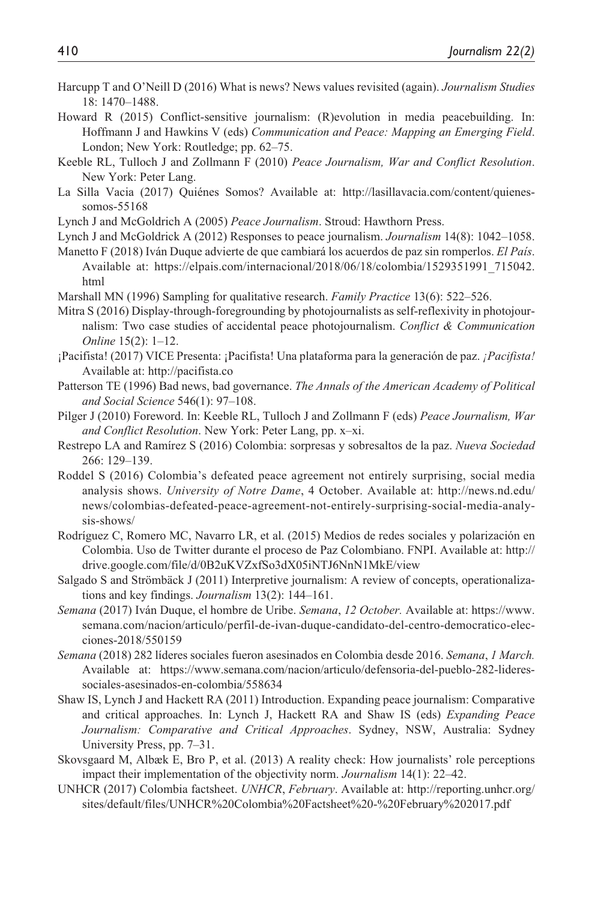Harcupp T and O'Neill D (2016) What is news? News values revisited (again). *Journalism Studies* 18: 1470–1488.

Howard R (2015) Conflict-sensitive journalism: (R)evolution in media peacebuilding. In: Hoffmann J and Hawkins V (eds) *Communication and Peace: Mapping an Emerging Field*. London; New York: Routledge; pp. 62–75.

Keeble RL, Tulloch J and Zollmann F (2010) *Peace Journalism, War and Conflict Resolution*. New York: Peter Lang.

La Silla Vacia (2017) Quiénes Somos? Available at: http://lasillavacia.com/content/quienes-somos-55168

Lynch J and McGoldrich A (2005) *Peace Journalism*. Stroud: Hawthorn Press.

Lynch J and McGoldrick A (2012) Responses to peace journalism. *Journalism* 14(8): 1042–1058.

Manetto F (2018) Iván Duque advierte de que cambiará los acuerdos de paz sin romperlos. *El País*. Available at: https://elpais.com/internacional/2018/06/18/colombia/1529351991_715042.html

Marshall MN (1996) Sampling for qualitative research. *Family Practice* 13(6): 522–526.

Mitra S (2016) Display-through-foregrounding by photojournalists as self-reflexivity in photojournalism: Two case studies of accidental peace photojournalism. *Conflict & Communication Online* 15(2): 1–12.

¡Pacifista! (2017) VICE Presenta: ¡Pacifista! Una plataforma para la generación de paz. *¡Pacifista!* Available at: http://pacifista.co

Patterson TE (1996) Bad news, bad governance. *The Annals of the American Academy of Political and Social Science* 546(1): 97–108.

Pilger J (2010) Foreword. In: Keeble RL, Tulloch J and Zollmann F (eds) *Peace Journalism, War and Conflict Resolution*. New York: Peter Lang, pp. x–xi.

Restrepo LA and Ramírez S (2016) Colombia: sorpresas y sobresaltos de la paz. *Nueva Sociedad* 266: 129–139.

Roddel S (2016) Colombia's defeated peace agreement not entirely surprising, social media analysis shows. *University of Notre Dame*, 4 October. Available at: http://news.nd.edu/news/colombias-defeated-peace-agreement-not-entirely-surprising-social-media-analysis-shows/

Rodríguez C, Romero MC, Navarro LR, et al. (2015) Medios de redes sociales y polarización en Colombia. Uso de Twitter durante el proceso de Paz Colombiano. FNPI. Available at: http://drive.google.com/file/d/0B2uKVZxfSo3dX05iNTJ6NnN1MkE/view

Salgado S and Strömbäck J (2011) Interpretive journalism: A review of concepts, operationalizations and key findings. *Journalism* 13(2): 144–161.

*Semana* (2017) Iván Duque, el hombre de Uribe. *Semana*, *12 October.* Available at: https://www.semana.com/nacion/articulo/perfil-de-ivan-duque-candidato-del-centro-democratico-elecciones-2018/550159

*Semana* (2018) 282 líderes sociales fueron asesinados en Colombia desde 2016. *Semana*, *1 March.* Available at: https://www.semana.com/nacion/articulo/defensoria-del-pueblo-282-lideres-sociales-asesinados-en-colombia/558634

Shaw IS, Lynch J and Hackett RA (2011) Introduction. Expanding peace journalism: Comparative and critical approaches. In: Lynch J, Hackett RA and Shaw IS (eds) *Expanding Peace Journalism: Comparative and Critical Approaches*. Sydney, NSW, Australia: Sydney University Press, pp. 7–31.

Skovsgaard M, Albæk E, Bro P, et al. (2013) A reality check: How journalists' role perceptions impact their implementation of the objectivity norm. *Journalism* 14(1): 22–42.

UNHCR (2017) Colombia factsheet. *UNHCR*, *February*. Available at: http://reporting.unhcr.org/sites/default/files/UNHCR%20Colombia%20Factsheet%20-%20February%202017.pdf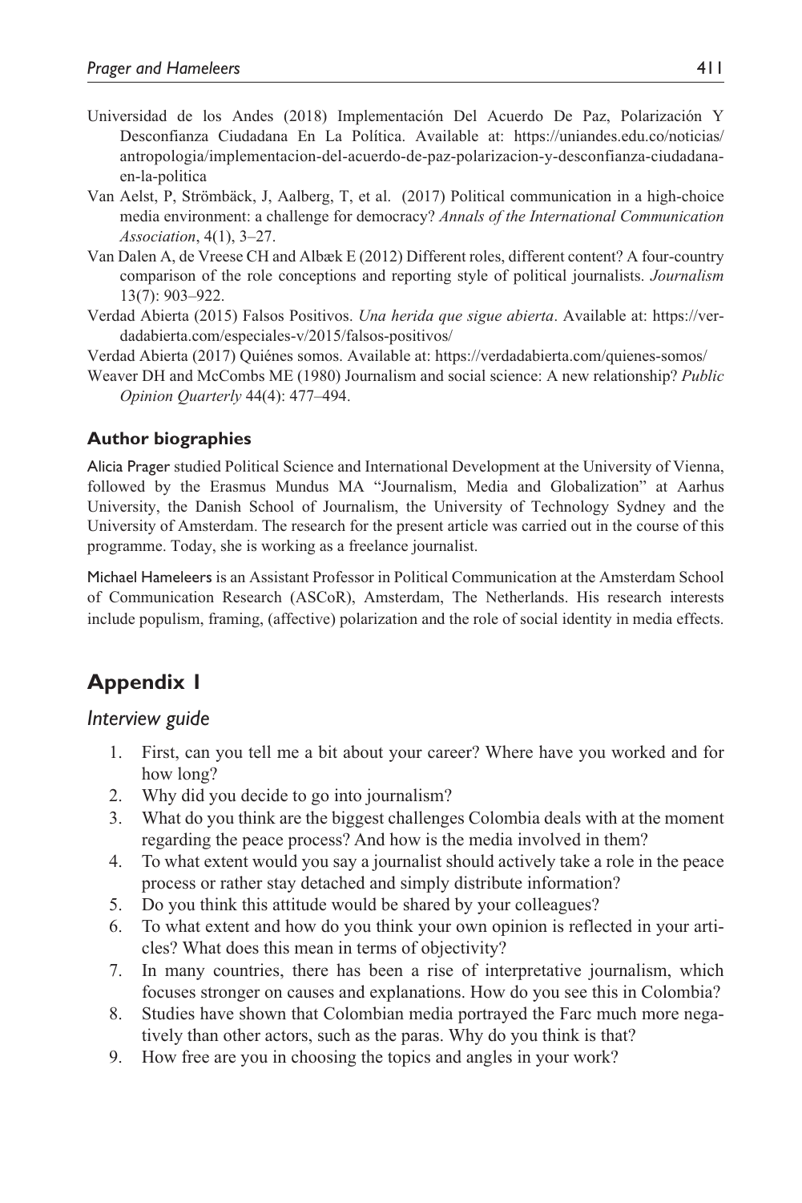Universidad de los Andes (2018) Implementación Del Acuerdo De Paz, Polarización Y Desconfianza Ciudadana En La Política. Available at: https://uniandes.edu.co/noticias/antropologia/implementacion-del-acuerdo-de-paz-polarizacion-y-desconfianza-ciudadana-en-la-politica

Van Aelst, P, Strömbäck, J, Aalberg, T, et al. (2017) Political communication in a high-choice media environment: a challenge for democracy? *Annals of the International Communication Association*, 4(1), 3–27.

Van Dalen A, de Vreese CH and Albæk E (2012) Different roles, different content? A four-country comparison of the role conceptions and reporting style of political journalists. *Journalism* 13(7): 903–922.

Verdad Abierta (2015) Falsos Positivos. *Una herida que sigue abierta*. Available at: https://verdadabierta.com/especiales-v/2015/falsos-positivos/

Verdad Abierta (2017) Quiénes somos. Available at: https://verdadabierta.com/quienes-somos/

Weaver DH and McCombs ME (1980) Journalism and social science: A new relationship? *Public Opinion Quarterly* 44(4): 477–494.

### Author biographies

Alicia Prager studied Political Science and International Development at the University of Vienna, followed by the Erasmus Mundus MA "Journalism, Media and Globalization" at Aarhus University, the Danish School of Journalism, the University of Technology Sydney and the University of Amsterdam. The research for the present article was carried out in the course of this programme. Today, she is working as a freelance journalist.

Michael Hameleers is an Assistant Professor in Political Communication at the Amsterdam School of Communication Research (ASCoR), Amsterdam, The Netherlands. His research interests include populism, framing, (affective) polarization and the role of social identity in media effects.

## Appendix 1

### *Interview guide*

1. First, can you tell me a bit about your career? Where have you worked and for how long?
2. Why did you decide to go into journalism?
3. What do you think are the biggest challenges Colombia deals with at the moment regarding the peace process? And how is the media involved in them?
4. To what extent would you say a journalist should actively take a role in the peace process or rather stay detached and simply distribute information?
5. Do you think this attitude would be shared by your colleagues?
6. To what extent and how do you think your own opinion is reflected in your articles? What does this mean in terms of objectivity?
7. In many countries, there has been a rise of interpretative journalism, which focuses stronger on causes and explanations. How do you see this in Colombia?
8. Studies have shown that Colombian media portrayed the Farc much more negatively than other actors, such as the paras. Why do you think is that?
9. How free are you in choosing the topics and angles in your work?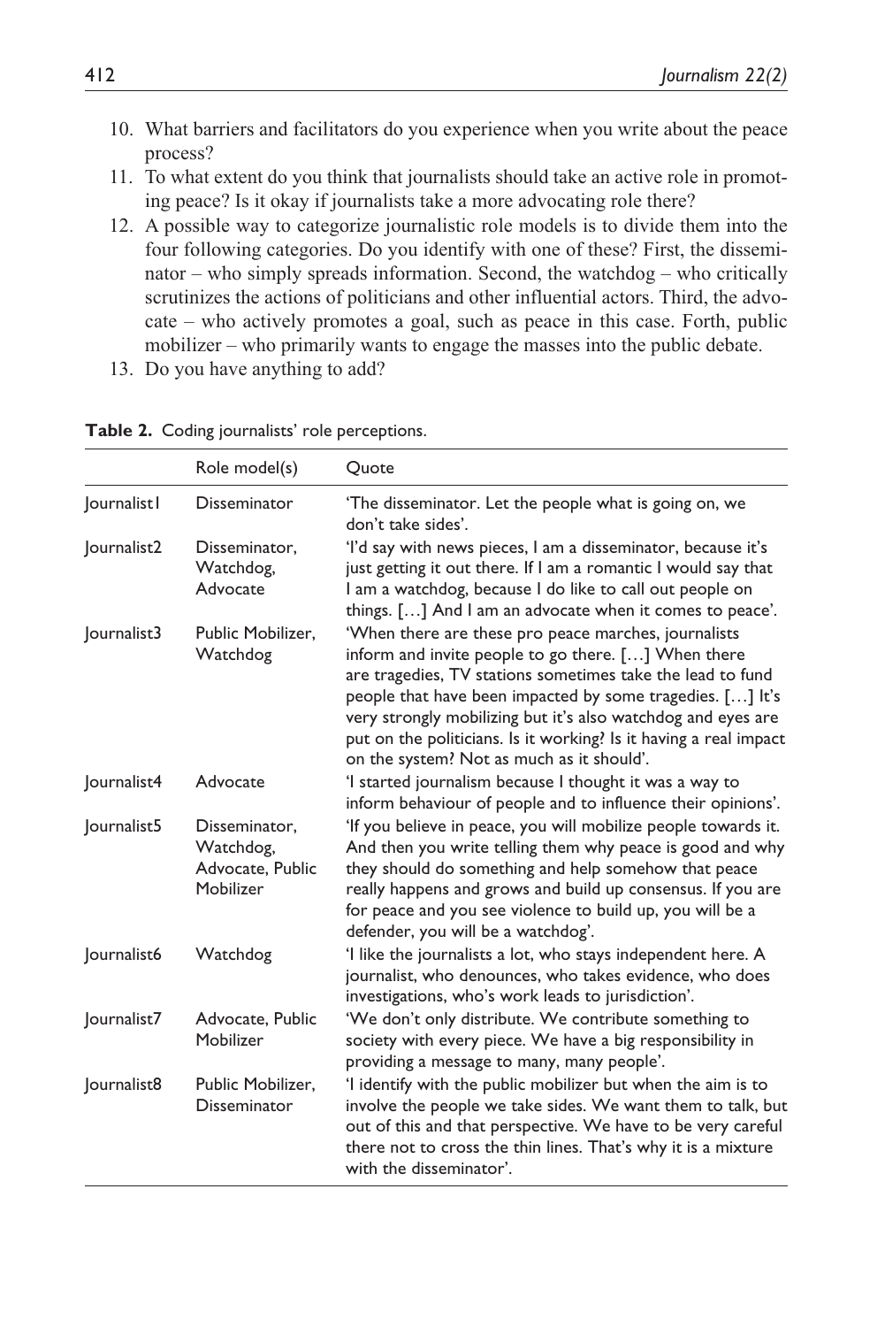10. What barriers and facilitators do you experience when you write about the peace process?
11. To what extent do you think that journalists should take an active role in promoting peace? Is it okay if journalists take a more advocating role there?
12. A possible way to categorize journalistic role models is to divide them into the four following categories. Do you identify with one of these? First, the disseminator – who simply spreads information. Second, the watchdog – who critically scrutinizes the actions of politicians and other influential actors. Third, the advocate – who actively promotes a goal, such as peace in this case. Forth, public mobilizer – who primarily wants to engage the masses into the public debate.
13. Do you have anything to add?

**Table 2.** Coding journalists' role perceptions.

| | Role model(s) | Quote |
|---|---|---|
| Journalist1 | Disseminator | 'The disseminator. Let the people what is going on, we don't take sides'. |
| Journalist2 | Disseminator, Watchdog, Advocate | 'I'd say with news pieces, I am a disseminator, because it's just getting it out there. If I am a romantic I would say that I am a watchdog, because I do like to call out people on things. […] And I am an advocate when it comes to peace'. |
| Journalist3 | Public Mobilizer, Watchdog | 'When there are these pro peace marches, journalists inform and invite people to go there. […] When there are tragedies, TV stations sometimes take the lead to fund people that have been impacted by some tragedies. […] It's very strongly mobilizing but it's also watchdog and eyes are put on the politicians. Is it working? Is it having a real impact on the system? Not as much as it should'. |
| Journalist4 | Advocate | 'I started journalism because I thought it was a way to inform behaviour of people and to influence their opinions'. |
| Journalist5 | Disseminator, Watchdog, Advocate, Public Mobilizer | 'If you believe in peace, you will mobilize people towards it. And then you write telling them why peace is good and why they should do something and help somehow that peace really happens and grows and build up consensus. If you are for peace and you see violence to build up, you will be a defender, you will be a watchdog'. |
| Journalist6 | Watchdog | 'I like the journalists a lot, who stays independent here. A journalist, who denounces, who takes evidence, who does investigations, who's work leads to jurisdiction'. |
| Journalist7 | Advocate, Public Mobilizer | 'We don't only distribute. We contribute something to society with every piece. We have a big responsibility in providing a message to many, many people'. |
| Journalist8 | Public Mobilizer, Disseminator | 'I identify with the public mobilizer but when the aim is to involve the people we take sides. We want them to talk, but out of this and that perspective. We have to be very careful there not to cross the thin lines. That's why it is a mixture with the disseminator'. |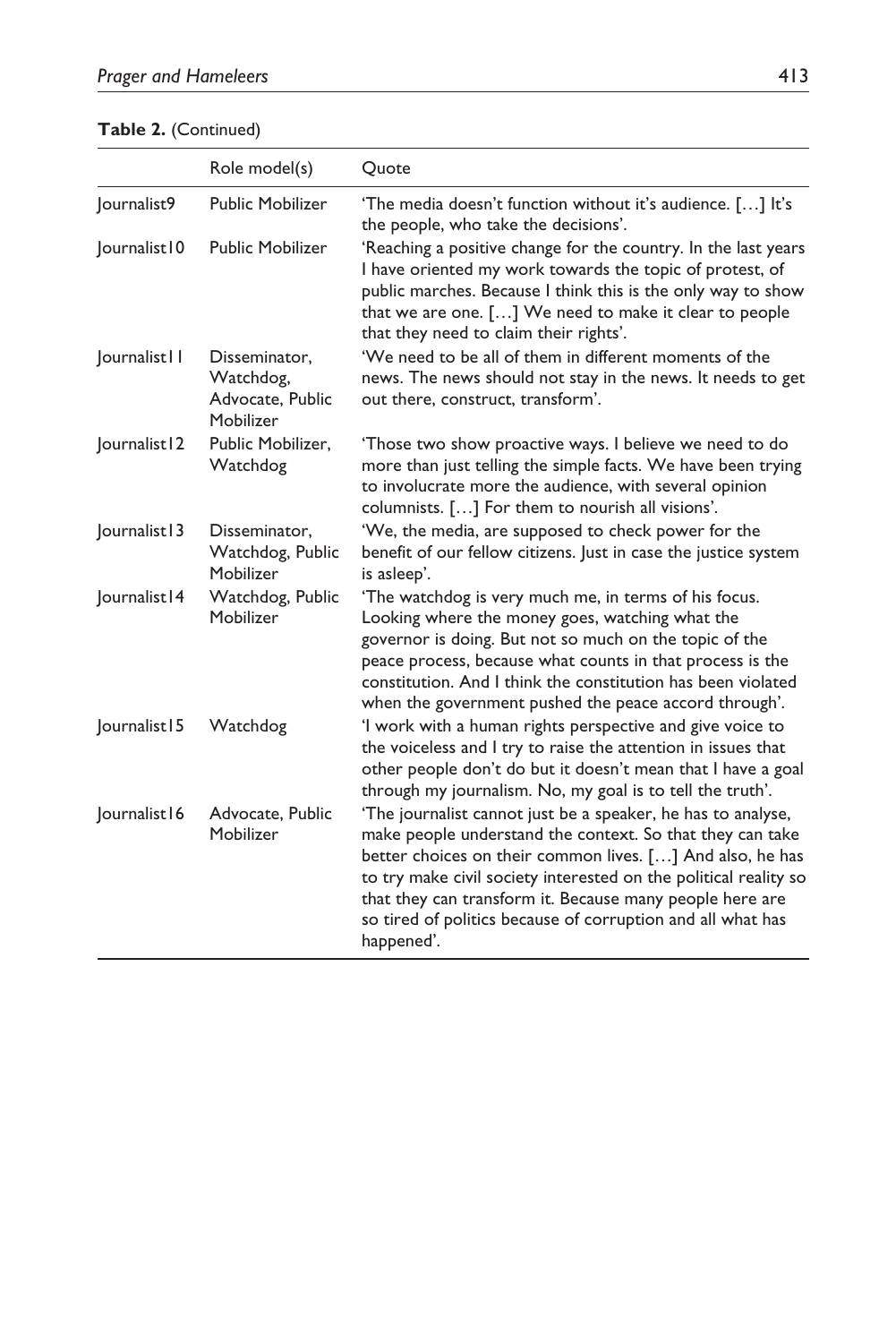**Table 2.** (Continued)

| | Role model(s) | Quote |
|---|---|---|
| Journalist9 | Public Mobilizer | 'The media doesn't function without it's audience. […] It's the people, who take the decisions'. |
| Journalist10 | Public Mobilizer | 'Reaching a positive change for the country. In the last years I have oriented my work towards the topic of protest, of public marches. Because I think this is the only way to show that we are one. […] We need to make it clear to people that they need to claim their rights'. |
| Journalist11 | Disseminator, Watchdog, Advocate, Public Mobilizer | 'We need to be all of them in different moments of the news. The news should not stay in the news. It needs to get out there, construct, transform'. |
| Journalist12 | Public Mobilizer, Watchdog | 'Those two show proactive ways. I believe we need to do more than just telling the simple facts. We have been trying to involucrate more the audience, with several opinion columnists. […] For them to nourish all visions'. |
| Journalist13 | Disseminator, Watchdog, Public Mobilizer | 'We, the media, are supposed to check power for the benefit of our fellow citizens. Just in case the justice system is asleep'. |
| Journalist14 | Watchdog, Public Mobilizer | 'The watchdog is very much me, in terms of his focus. Looking where the money goes, watching what the governor is doing. But not so much on the topic of the peace process, because what counts in that process is the constitution. And I think the constitution has been violated when the government pushed the peace accord through'. |
| Journalist15 | Watchdog | 'I work with a human rights perspective and give voice to the voiceless and I try to raise the attention in issues that other people don't do but it doesn't mean that I have a goal through my journalism. No, my goal is to tell the truth'. |
| Journalist16 | Advocate, Public Mobilizer | 'The journalist cannot just be a speaker, he has to analyse, make people understand the context. So that they can take better choices on their common lives. […] And also, he has to try make civil society interested on the political reality so that they can transform it. Because many people here are so tired of politics because of corruption and all what has happened'. |